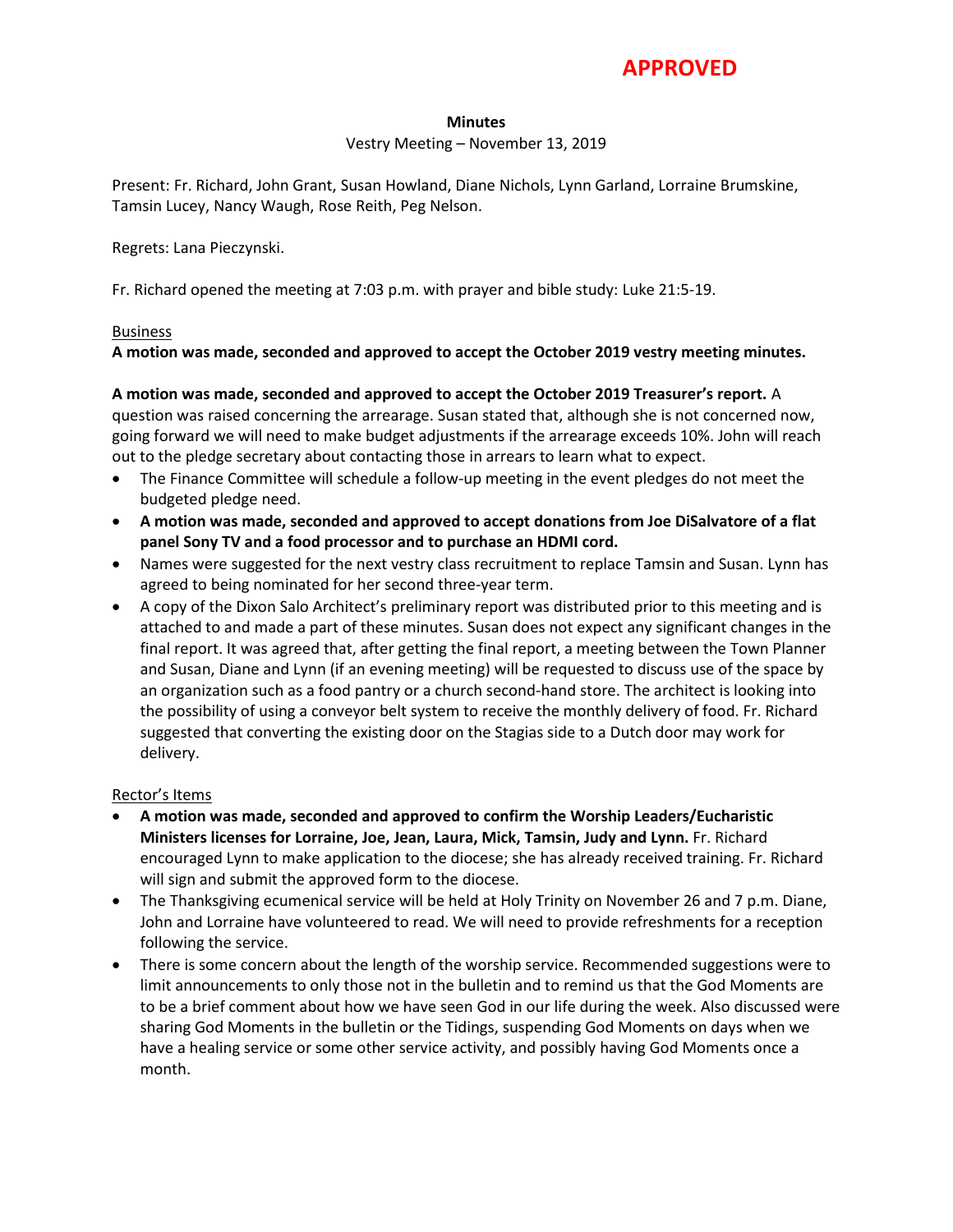**APPROVED**

**Minutes**

Vestry Meeting – November 13, 2019

Present: Fr. Richard, John Grant, Susan Howland, Diane Nichols, Lynn Garland, Lorraine Brumskine, Tamsin Lucey, Nancy Waugh, Rose Reith, Peg Nelson.

Regrets: Lana Pieczynski.

Fr. Richard opened the meeting at 7:03 p.m. with prayer and bible study: Luke 21:5-19.

<u>Business</u>

**A motion was made, seconded and approved to accept the October 2019 vestry meeting minutes.**

**A motion was made, seconded and approved to accept the October 2019 Treasurer's report.** A question was raised concerning the arrearage. Susan stated that, although she is not concerned now, going forward we will need to make budget adjustments if the arrearage exceeds 10%. John will reach out to the pledge secretary about contacting those in arrears to learn what to expect.

- The Finance Committee will schedule a follow-up meeting in the event pledges do not meet the budgeted pledge need.
- **A motion was made, seconded and approved to accept donations from Joe DiSalvatore of a flat panel Sony TV and a food processor and to purchase an HDMI cord.**
- Names were suggested for the next vestry class recruitment to replace Tamsin and Susan. Lynn has agreed to being nominated for her second three-year term.
- A copy of the Dixon Salo Architect's preliminary report was distributed prior to this meeting and is attached to and made a part of these minutes. Susan does not expect any significant changes in the final report. It was agreed that, after getting the final report, a meeting between the Town Planner and Susan, Diane and Lynn (if an evening meeting) will be requested to discuss use of the space by an organization such as a food pantry or a church second-hand store. The architect is looking into the possibility of using a conveyor belt system to receive the monthly delivery of food. Fr. Richard suggested that converting the existing door on the Stagias side to a Dutch door may work for delivery.

<u>Rector's Items</u>

- **A motion was made, seconded and approved to confirm the Worship Leaders/Eucharistic Ministers licenses for Lorraine, Joe, Jean, Laura, Mick, Tamsin, Judy and Lynn.** Fr. Richard encouraged Lynn to make application to the diocese; she has already received training. Fr. Richard will sign and submit the approved form to the diocese.
- The Thanksgiving ecumenical service will be held at Holy Trinity on November 26 and 7 p.m. Diane, John and Lorraine have volunteered to read. We will need to provide refreshments for a reception following the service.
- There is some concern about the length of the worship service. Recommended suggestions were to limit announcements to only those not in the bulletin and to remind us that the God Moments are to be a brief comment about how we have seen God in our life during the week. Also discussed were sharing God Moments in the bulletin or the Tidings, suspending God Moments on days when we have a healing service or some other service activity, and possibly having God Moments once a month.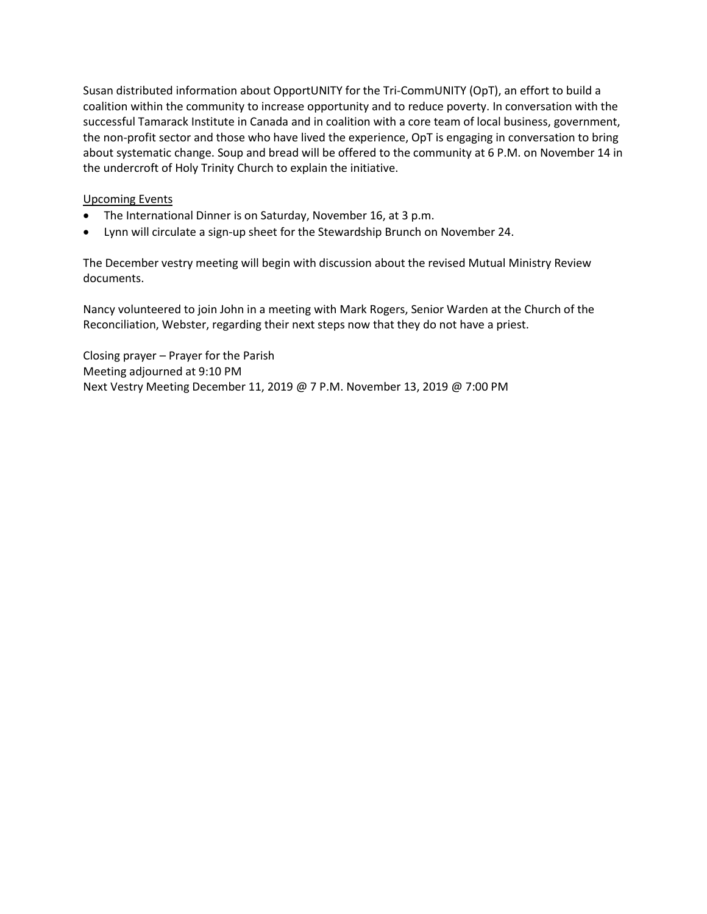Susan distributed information about OpportUNITY for the Tri-CommUNITY (OpT), an effort to build a coalition within the community to increase opportunity and to reduce poverty. In conversation with the successful Tamarack Institute in Canada and in coalition with a core team of local business, government, the non-profit sector and those who have lived the experience, OpT is engaging in conversation to bring about systematic change. Soup and bread will be offered to the community at 6 P.M. on November 14 in the undercroft of Holy Trinity Church to explain the initiative.

<u>Upcoming Events</u>

- The International Dinner is on Saturday, November 16, at 3 p.m.
- Lynn will circulate a sign-up sheet for the Stewardship Brunch on November 24.

The December vestry meeting will begin with discussion about the revised Mutual Ministry Review documents.

Nancy volunteered to join John in a meeting with Mark Rogers, Senior Warden at the Church of the Reconciliation, Webster, regarding their next steps now that they do not have a priest.

Closing prayer – Prayer for the Parish
Meeting adjourned at 9:10 PM
Next Vestry Meeting December 11, 2019 @ 7 P.M. November 13, 2019 @ 7:00 PM